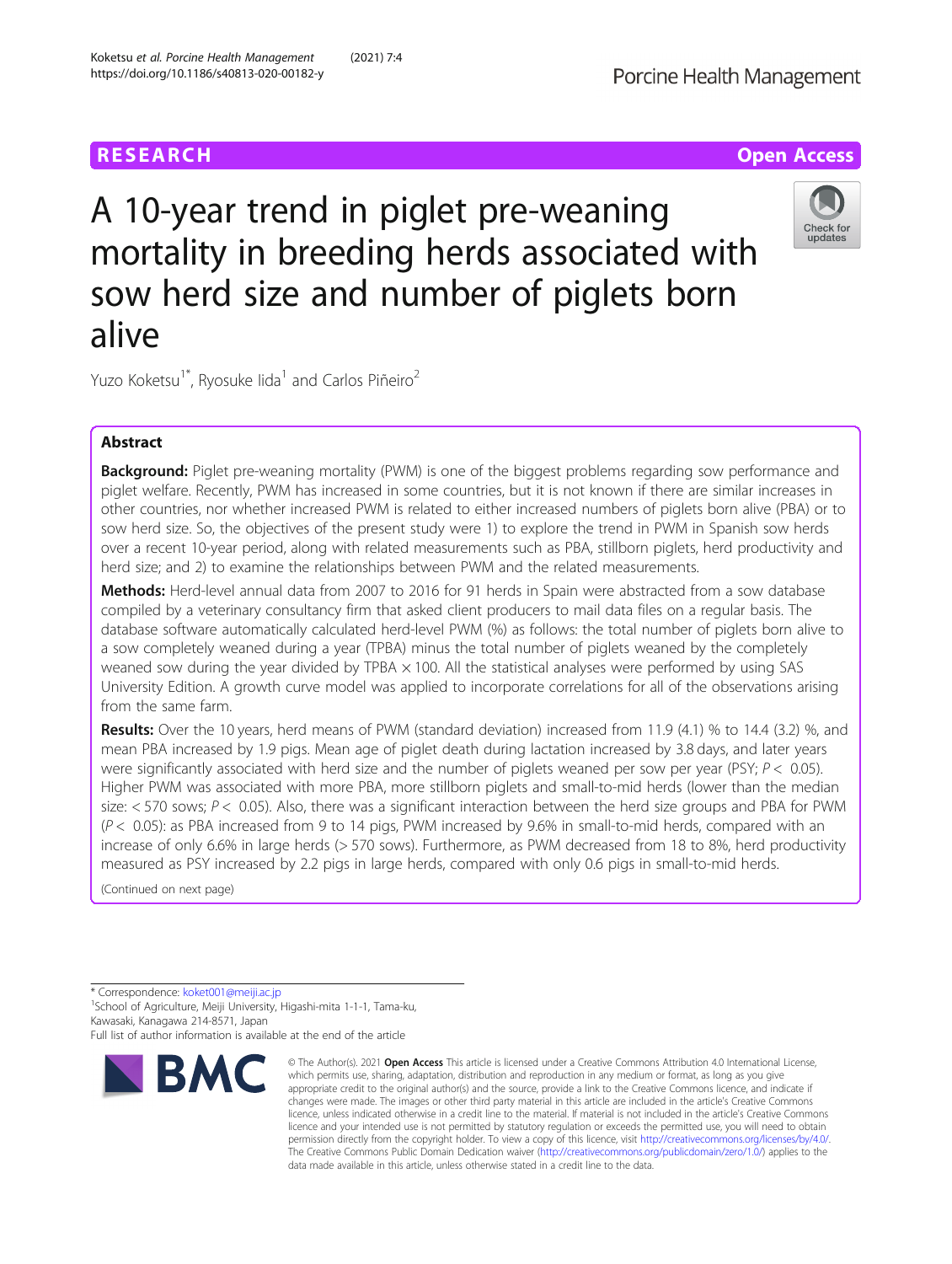RESEARCH

Open Access

# A 10-year trend in piglet pre-weaning mortality in breeding herds associated with sow herd size and number of piglets born alive

Yuzo Koketsu[1*], Ryosuke Iida[1] and Carlos Piñeiro[2]

## Abstract

**Background:** Piglet pre-weaning mortality (PWM) is one of the biggest problems regarding sow performance and piglet welfare. Recently, PWM has increased in some countries, but it is not known if there are similar increases in other countries, nor whether increased PWM is related to either increased numbers of piglets born alive (PBA) or to sow herd size. So, the objectives of the present study were 1) to explore the trend in PWM in Spanish sow herds over a recent 10-year period, along with related measurements such as PBA, stillborn piglets, herd productivity and herd size; and 2) to examine the relationships between PWM and the related measurements.

**Methods:** Herd-level annual data from 2007 to 2016 for 91 herds in Spain were abstracted from a sow database compiled by a veterinary consultancy firm that asked client producers to mail data files on a regular basis. The database software automatically calculated herd-level PWM (%) as follows: the total number of piglets born alive to a sow completely weaned during a year (TPBA) minus the total number of piglets weaned by the completely weaned sow during the year divided by TPBA × 100. All the statistical analyses were performed by using SAS University Edition. A growth curve model was applied to incorporate correlations for all of the observations arising from the same farm.

**Results:** Over the 10 years, herd means of PWM (standard deviation) increased from 11.9 (4.1) % to 14.4 (3.2) %, and mean PBA increased by 1.9 pigs. Mean age of piglet death during lactation increased by 3.8 days, and later years were significantly associated with herd size and the number of piglets weaned per sow per year (PSY; $P < 0.05$). Higher PWM was associated with more PBA, more stillborn piglets and small-to-mid herds (lower than the median size: < 570 sows; $P < 0.05$). Also, there was a significant interaction between the herd size groups and PBA for PWM ($P < 0.05$): as PBA increased from 9 to 14 pigs, PWM increased by 9.6% in small-to-mid herds, compared with an increase of only 6.6% in large herds (> 570 sows). Furthermore, as PWM decreased from 18 to 8%, herd productivity measured as PSY increased by 2.2 pigs in large herds, compared with only 0.6 pigs in small-to-mid herds.

(Continued on next page)

---

* Correspondence: koket001@meiji.ac.jp
[1]School of Agriculture, Meiji University, Higashi-mita 1-1-1, Tama-ku, Kawasaki, Kanagawa 214-8571, Japan
Full list of author information is available at the end of the article

© The Author(s). 2021 **Open Access** This article is licensed under a Creative Commons Attribution 4.0 International License, which permits use, sharing, adaptation, distribution and reproduction in any medium or format, as long as you give appropriate credit to the original author(s) and the source, provide a link to the Creative Commons licence, and indicate if changes were made. The images or other third party material in this article are included in the article's Creative Commons licence, unless indicated otherwise in a credit line to the material. If material is not included in the article's Creative Commons licence and your intended use is not permitted by statutory regulation or exceeds the permitted use, you will need to obtain permission directly from the copyright holder. To view a copy of this licence, visit http://creativecommons.org/licenses/by/4.0/. The Creative Commons Public Domain Dedication waiver (http://creativecommons.org/publicdomain/zero/1.0/) applies to the data made available in this article, unless otherwise stated in a credit line to the data.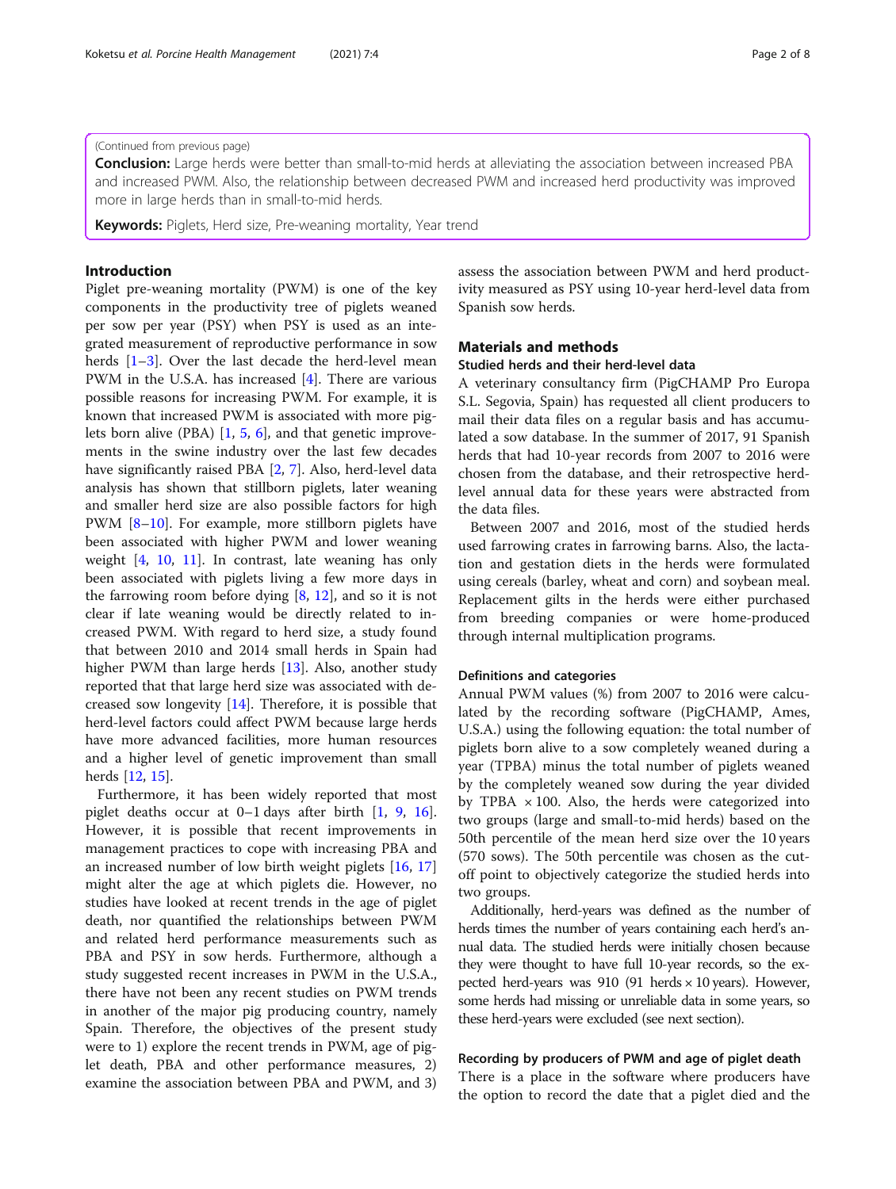(Continued from previous page)

**Conclusion:** Large herds were better than small-to-mid herds at alleviating the association between increased PBA and increased PWM. Also, the relationship between decreased PWM and increased herd productivity was improved more in large herds than in small-to-mid herds.

**Keywords:** Piglets, Herd size, Pre-weaning mortality, Year trend

## Introduction

Piglet pre-weaning mortality (PWM) is one of the key components in the productivity tree of piglets weaned per sow per year (PSY) when PSY is used as an integrated measurement of reproductive performance in sow herds [1–3]. Over the last decade the herd-level mean PWM in the U.S.A. has increased [4]. There are various possible reasons for increasing PWM. For example, it is known that increased PWM is associated with more piglets born alive (PBA) [1, 5, 6], and that genetic improvements in the swine industry over the last few decades have significantly raised PBA [2, 7]. Also, herd-level data analysis has shown that stillborn piglets, later weaning and smaller herd size are also possible factors for high PWM [8–10]. For example, more stillborn piglets have been associated with higher PWM and lower weaning weight [4, 10, 11]. In contrast, late weaning has only been associated with piglets living a few more days in the farrowing room before dying [8, 12], and so it is not clear if late weaning would be directly related to increased PWM. With regard to herd size, a study found that between 2010 and 2014 small herds in Spain had higher PWM than large herds [13]. Also, another study reported that that large herd size was associated with decreased sow longevity [14]. Therefore, it is possible that herd-level factors could affect PWM because large herds have more advanced facilities, more human resources and a higher level of genetic improvement than small herds [12, 15].

Furthermore, it has been widely reported that most piglet deaths occur at 0–1 days after birth [1, 9, 16]. However, it is possible that recent improvements in management practices to cope with increasing PBA and an increased number of low birth weight piglets [16, 17] might alter the age at which piglets die. However, no studies have looked at recent trends in the age of piglet death, nor quantified the relationships between PWM and related herd performance measurements such as PBA and PSY in sow herds. Furthermore, although a study suggested recent increases in PWM in the U.S.A., there have not been any recent studies on PWM trends in another of the major pig producing country, namely Spain. Therefore, the objectives of the present study were to 1) explore the recent trends in PWM, age of piglet death, PBA and other performance measures, 2) examine the association between PBA and PWM, and 3) assess the association between PWM and herd productivity measured as PSY using 10-year herd-level data from Spanish sow herds.

## Materials and methods

### Studied herds and their herd-level data

A veterinary consultancy firm (PigCHAMP Pro Europa S.L. Segovia, Spain) has requested all client producers to mail their data files on a regular basis and has accumulated a sow database. In the summer of 2017, 91 Spanish herds that had 10-year records from 2007 to 2016 were chosen from the database, and their retrospective herd-level annual data for these years were abstracted from the data files.

Between 2007 and 2016, most of the studied herds used farrowing crates in farrowing barns. Also, the lactation and gestation diets in the herds were formulated using cereals (barley, wheat and corn) and soybean meal. Replacement gilts in the herds were either purchased from breeding companies or were home-produced through internal multiplication programs.

### Definitions and categories

Annual PWM values (%) from 2007 to 2016 were calculated by the recording software (PigCHAMP, Ames, U.S.A.) using the following equation: the total number of piglets born alive to a sow completely weaned during a year (TPBA) minus the total number of piglets weaned by the completely weaned sow during the year divided by TPBA $\times$ 100. Also, the herds were categorized into two groups (large and small-to-mid herds) based on the 50th percentile of the mean herd size over the 10 years (570 sows). The 50th percentile was chosen as the cut-off point to objectively categorize the studied herds into two groups.

Additionally, herd-years was defined as the number of herds times the number of years containing each herd's annual data. The studied herds were initially chosen because they were thought to have full 10-year records, so the expected herd-years was 910 (91 herds $\times$ 10 years). However, some herds had missing or unreliable data in some years, so these herd-years were excluded (see next section).

### Recording by producers of PWM and age of piglet death

There is a place in the software where producers have the option to record the date that a piglet died and the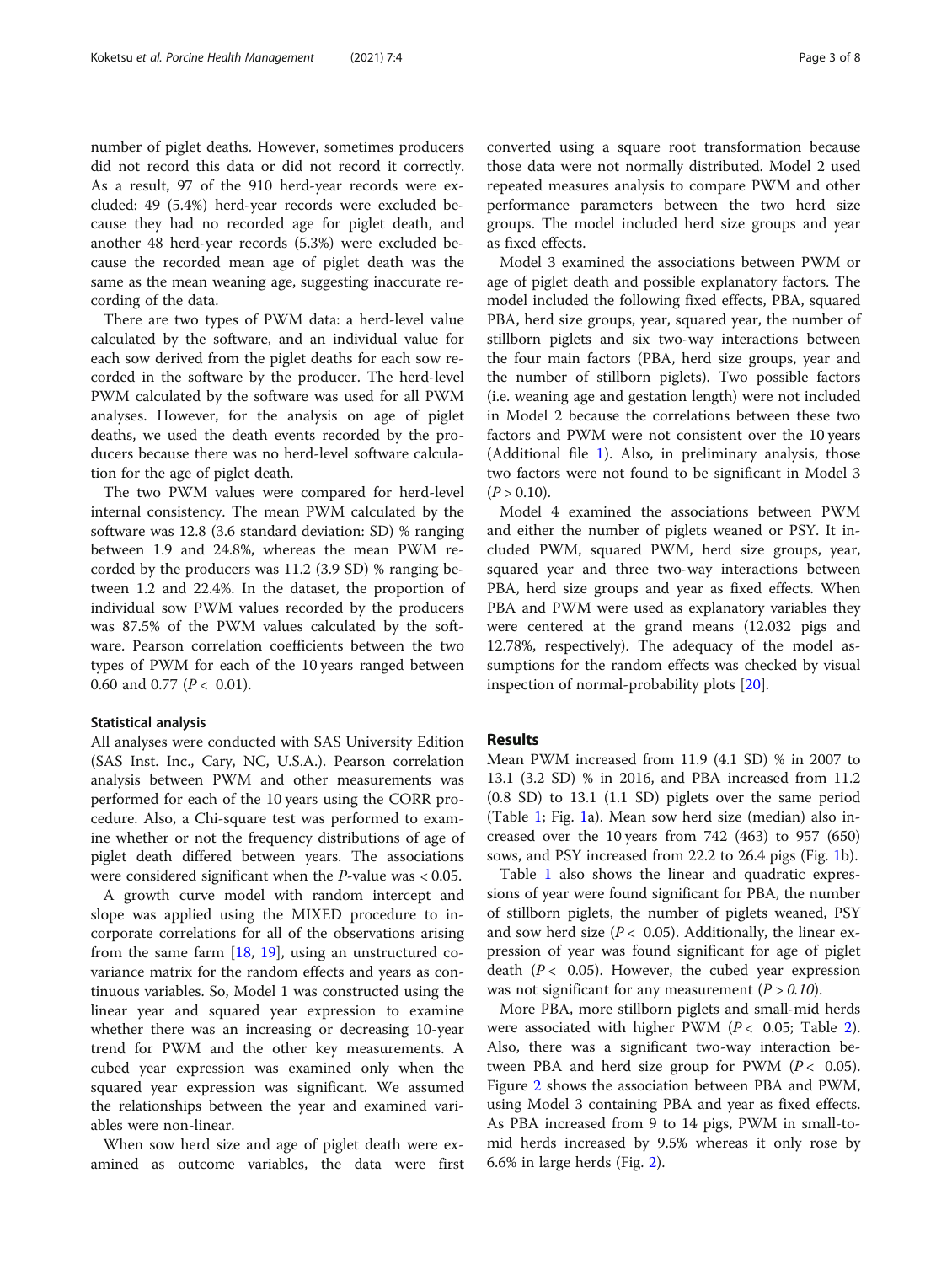number of piglet deaths. However, sometimes producers did not record this data or did not record it correctly. As a result, 97 of the 910 herd-year records were excluded: 49 (5.4%) herd-year records were excluded because they had no recorded age for piglet death, and another 48 herd-year records (5.3%) were excluded because the recorded mean age of piglet death was the same as the mean weaning age, suggesting inaccurate recording of the data.

There are two types of PWM data: a herd-level value calculated by the software, and an individual value for each sow derived from the piglet deaths for each sow recorded in the software by the producer. The herd-level PWM calculated by the software was used for all PWM analyses. However, for the analysis on age of piglet deaths, we used the death events recorded by the producers because there was no herd-level software calculation for the age of piglet death.

The two PWM values were compared for herd-level internal consistency. The mean PWM calculated by the software was 12.8 (3.6 standard deviation: SD) % ranging between 1.9 and 24.8%, whereas the mean PWM recorded by the producers was 11.2 (3.9 SD) % ranging between 1.2 and 22.4%. In the dataset, the proportion of individual sow PWM values recorded by the producers was 87.5% of the PWM values calculated by the software. Pearson correlation coefficients between the two types of PWM for each of the 10 years ranged between 0.60 and 0.77 ($P < 0.01$).

### Statistical analysis

All analyses were conducted with SAS University Edition (SAS Inst. Inc., Cary, NC, U.S.A.). Pearson correlation analysis between PWM and other measurements was performed for each of the 10 years using the CORR procedure. Also, a Chi-square test was performed to examine whether or not the frequency distributions of age of piglet death differed between years. The associations were considered significant when the $P$-value was < 0.05.

A growth curve model with random intercept and slope was applied using the MIXED procedure to incorporate correlations for all of the observations arising from the same farm [18, 19], using an unstructured covariance matrix for the random effects and years as continuous variables. So, Model 1 was constructed using the linear year and squared year expression to examine whether there was an increasing or decreasing 10-year trend for PWM and the other key measurements. A cubed year expression was examined only when the squared year expression was significant. We assumed the relationships between the year and examined variables were non-linear.

When sow herd size and age of piglet death were examined as outcome variables, the data were first converted using a square root transformation because those data were not normally distributed. Model 2 used repeated measures analysis to compare PWM and other performance parameters between the two herd size groups. The model included herd size groups and year as fixed effects.

Model 3 examined the associations between PWM or age of piglet death and possible explanatory factors. The model included the following fixed effects, PBA, squared PBA, herd size groups, year, squared year, the number of stillborn piglets and six two-way interactions between the four main factors (PBA, herd size groups, year and the number of stillborn piglets). Two possible factors (i.e. weaning age and gestation length) were not included in Model 2 because the correlations between these two factors and PWM were not consistent over the 10 years (Additional file 1). Also, in preliminary analysis, those two factors were not found to be significant in Model 3 ($P > 0.10$).

Model 4 examined the associations between PWM and either the number of piglets weaned or PSY. It included PWM, squared PWM, herd size groups, year, squared year and three two-way interactions between PBA, herd size groups and year as fixed effects. When PBA and PWM were used as explanatory variables they were centered at the grand means (12.032 pigs and 12.78%, respectively). The adequacy of the model assumptions for the random effects was checked by visual inspection of normal-probability plots [20].

## Results

Mean PWM increased from 11.9 (4.1 SD) % in 2007 to 13.1 (3.2 SD) % in 2016, and PBA increased from 11.2 (0.8 SD) to 13.1 (1.1 SD) piglets over the same period (Table 1; Fig. 1a). Mean sow herd size (median) also increased over the 10 years from 742 (463) to 957 (650) sows, and PSY increased from 22.2 to 26.4 pigs (Fig. 1b).

Table 1 also shows the linear and quadratic expressions of year were found significant for PBA, the number of stillborn piglets, the number of piglets weaned, PSY and sow herd size ($P < 0.05$). Additionally, the linear expression of year was found significant for age of piglet death ($P < 0.05$). However, the cubed year expression was not significant for any measurement ($P > 0.10$).

More PBA, more stillborn piglets and small-mid herds were associated with higher PWM ($P < 0.05$; Table 2). Also, there was a significant two-way interaction between PBA and herd size group for PWM ($P < 0.05$). Figure 2 shows the association between PBA and PWM, using Model 3 containing PBA and year as fixed effects. As PBA increased from 9 to 14 pigs, PWM in small-to-mid herds increased by 9.5% whereas it only rose by 6.6% in large herds (Fig. 2).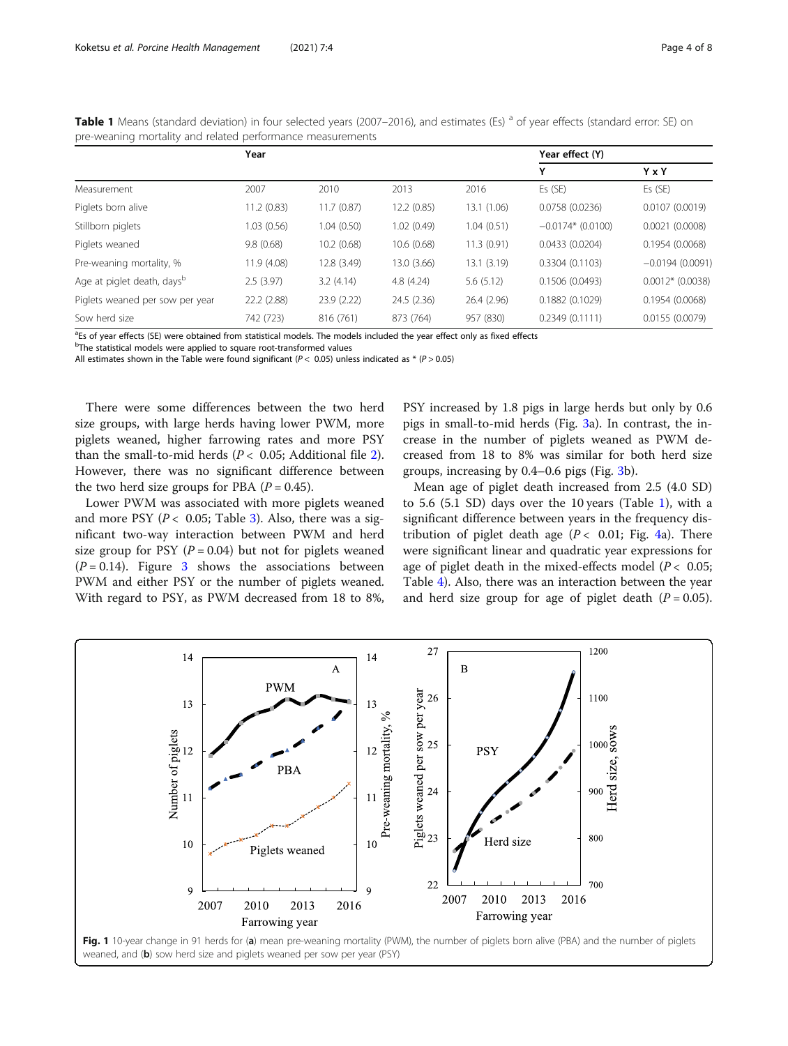**Table 1** Means (standard deviation) in four selected years (2007–2016), and estimates (Es) [a] of year effects (standard error: SE) on pre-weaning mortality and related performance measurements

| | Year | | | | Year effect (Y) | |
|---|---|---|---|---|---|---|
| | | | | | Y | Y x Y |
| Measurement | 2007 | 2010 | 2013 | 2016 | Es (SE) | Es (SE) |
| Piglets born alive | 11.2 (0.83) | 11.7 (0.87) | 12.2 (0.85) | 13.1 (1.06) | 0.0758 (0.0236) | 0.0107 (0.0019) |
| Stillborn piglets | 1.03 (0.56) | 1.04 (0.50) | 1.02 (0.49) | 1.04 (0.51) | −0.0174* (0.0100) | 0.0021 (0.0008) |
| Piglets weaned | 9.8 (0.68) | 10.2 (0.68) | 10.6 (0.68) | 11.3 (0.91) | 0.0433 (0.0204) | 0.1954 (0.0068) |
| Pre-weaning mortality, % | 11.9 (4.08) | 12.8 (3.49) | 13.0 (3.66) | 13.1 (3.19) | 0.3304 (0.1103) | −0.0194 (0.0091) |
| Age at piglet death, days[b] | 2.5 (3.97) | 3.2 (4.14) | 4.8 (4.24) | 5.6 (5.12) | 0.1506 (0.0493) | 0.0012* (0.0038) |
| Piglets weaned per sow per year | 22.2 (2.88) | 23.9 (2.22) | 24.5 (2.36) | 26.4 (2.96) | 0.1882 (0.1029) | 0.1954 (0.0068) |
| Sow herd size | 742 (723) | 816 (761) | 873 (764) | 957 (830) | 0.2349 (0.1111) | 0.0155 (0.0079) |

[a]Es of year effects (SE) were obtained from statistical models. The models included the year effect only as fixed effects

[b]The statistical models were applied to square root-transformed values

All estimates shown in the Table were found significant ($P < 0.05$) unless indicated as * ($P > 0.05$)

There were some differences between the two herd size groups, with large herds having lower PWM, more piglets weaned, higher farrowing rates and more PSY than the small-to-mid herds ($P < 0.05$; Additional file 2). However, there was no significant difference between the two herd size groups for PBA ($P = 0.45$).

Lower PWM was associated with more piglets weaned and more PSY ($P < 0.05$; Table 3). Also, there was a significant two-way interaction between PWM and herd size group for PSY ($P = 0.04$) but not for piglets weaned ($P = 0.14$). Figure 3 shows the associations between PWM and either PSY or the number of piglets weaned. With regard to PSY, as PWM decreased from 18 to 8%, PSY increased by 1.8 pigs in large herds but only by 0.6 pigs in small-to-mid herds (Fig. 3a). In contrast, the increase in the number of piglets weaned as PWM decreased from 18 to 8% was similar for both herd size groups, increasing by 0.4–0.6 pigs (Fig. 3b).

Mean age of piglet death increased from 2.5 (4.0 SD) to 5.6 (5.1 SD) days over the 10 years (Table 1), with a significant difference between years in the frequency distribution of piglet death age ($P < 0.01$; Fig. 4a). There were significant linear and quadratic year expressions for age of piglet death in the mixed-effects model ($P < 0.05$; Table 4). Also, there was an interaction between the year and herd size group for age of piglet death ($P = 0.05$).

**Fig. 1** 10-year change in 91 herds for (**a**) mean pre-weaning mortality (PWM), the number of piglets born alive (PBA) and the number of piglets weaned, and (**b**) sow herd size and piglets weaned per sow per year (PSY)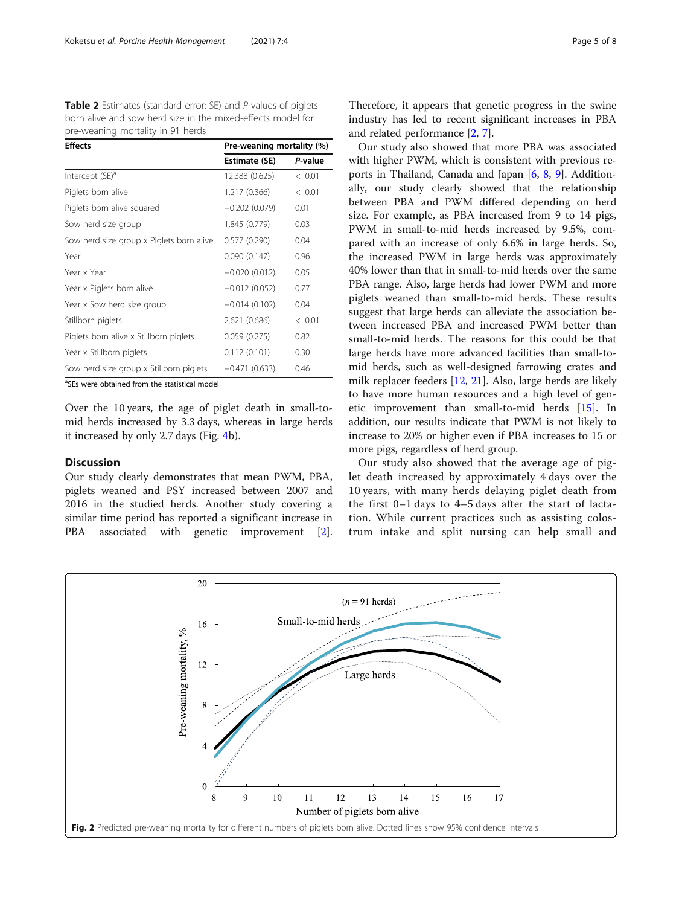**Table 2** Estimates (standard error: SE) and *P*-values of piglets born alive and sow herd size in the mixed-effects model for pre-weaning mortality in 91 herds

| Effects | Pre-weaning mortality (%) | |
|---|---|---|
| | Estimate (SE) | *P*-value |
| Intercept (SE)[a] | 12.388 (0.625) | < 0.01 |
| Piglets born alive | 1.217 (0.366) | < 0.01 |
| Piglets born alive squared | −0.202 (0.079) | 0.01 |
| Sow herd size group | 1.845 (0.779) | 0.03 |
| Sow herd size group x Piglets born alive | 0.577 (0.290) | 0.04 |
| Year | 0.090 (0.147) | 0.96 |
| Year x Year | −0.020 (0.012) | 0.05 |
| Year x Piglets born alive | −0.012 (0.052) | 0.77 |
| Year x Sow herd size group | −0.014 (0.102) | 0.04 |
| Stillborn piglets | 2.621 (0.686) | < 0.01 |
| Piglets born alive x Stillborn piglets | 0.059 (0.275) | 0.82 |
| Year x Stillborn piglets | 0.112 (0.101) | 0.30 |
| Sow herd size group x Stillborn piglets | −0.471 (0.633) | 0.46 |

[a]SEs were obtained from the statistical model

Over the 10 years, the age of piglet death in small-to-mid herds increased by 3.3 days, whereas in large herds it increased by only 2.7 days (Fig. 4b).

## Discussion

Our study clearly demonstrates that mean PWM, PBA, piglets weaned and PSY increased between 2007 and 2016 in the studied herds. Another study covering a similar time period has reported a significant increase in PBA associated with genetic improvement [2]. Therefore, it appears that genetic progress in the swine industry has led to recent significant increases in PBA and related performance [2, 7].

Our study also showed that more PBA was associated with higher PWM, which is consistent with previous reports in Thailand, Canada and Japan [6, 8, 9]. Additionally, our study clearly showed that the relationship between PBA and PWM differed depending on herd size. For example, as PBA increased from 9 to 14 pigs, PWM in small-to-mid herds increased by 9.5%, compared with an increase of only 6.6% in large herds. So, the increased PWM in large herds was approximately 40% lower than that in small-to-mid herds over the same PBA range. Also, large herds had lower PWM and more piglets weaned than small-to-mid herds. These results suggest that large herds can alleviate the association between increased PBA and increased PWM better than small-to-mid herds. The reasons for this could be that large herds have more advanced facilities than small-to-mid herds, such as well-designed farrowing crates and milk replacer feeders [12, 21]. Also, large herds are likely to have more human resources and a high level of genetic improvement than small-to-mid herds [15]. In addition, our results indicate that PWM is not likely to increase to 20% or higher even if PBA increases to 15 or more pigs, regardless of herd group.

Our study also showed that the average age of piglet death increased by approximately 4 days over the 10 years, with many herds delaying piglet death from the first 0–1 days to 4–5 days after the start of lactation. While current practices such as assisting colostrum intake and split nursing can help small and

**Fig. 2** Predicted pre-weaning mortality for different numbers of piglets born alive. Dotted lines show 95% confidence intervals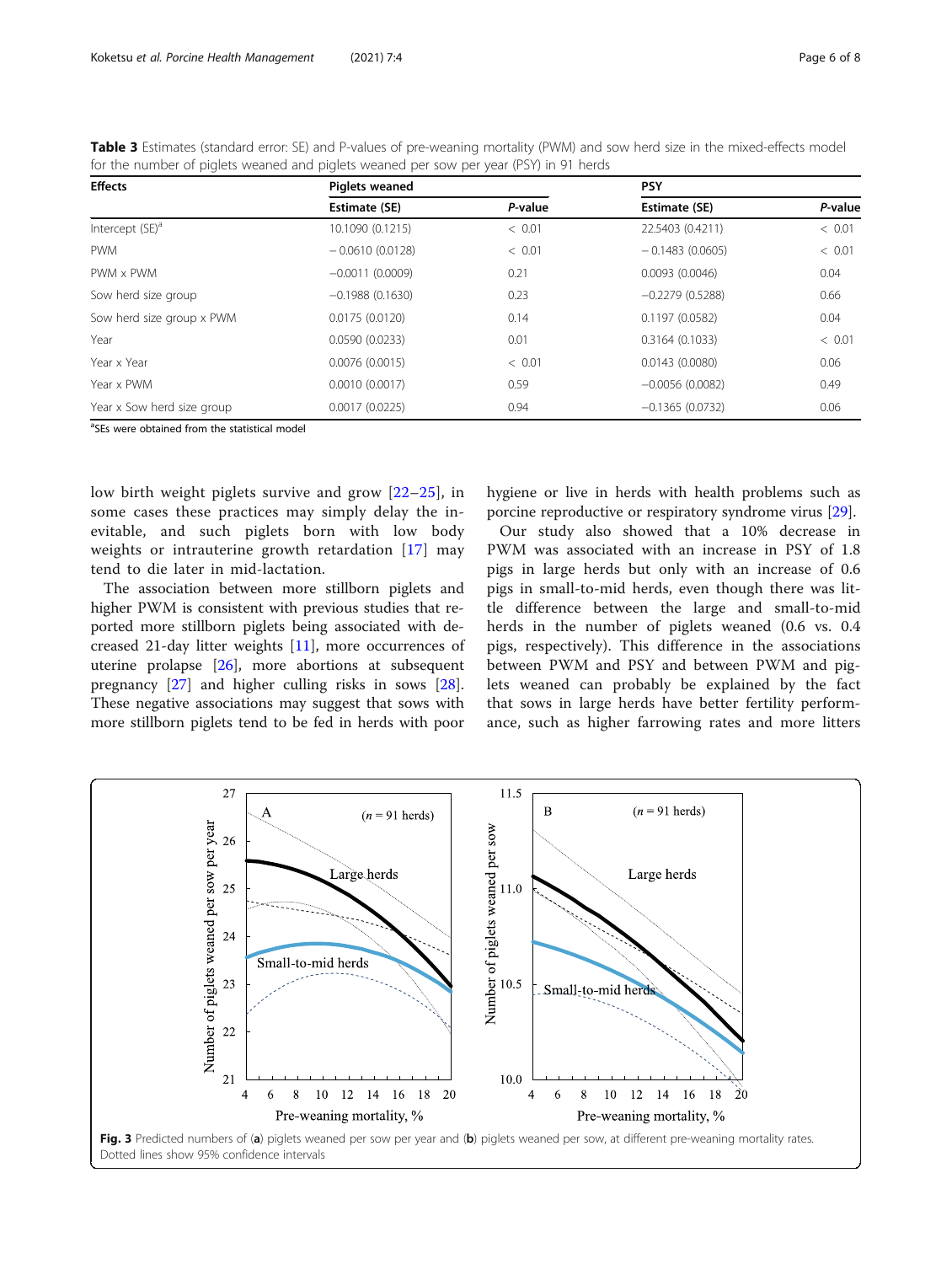**Table 3** Estimates (standard error: SE) and P-values of pre-weaning mortality (PWM) and sow herd size in the mixed-effects model for the number of piglets weaned and piglets weaned per sow per year (PSY) in 91 herds

| Effects | Piglets weaned | | PSY | |
|---|---|---|---|---|
| | Estimate (SE) | *P*-value | Estimate (SE) | *P*-value |
| Intercept (SE)[a] | 10.1090 (0.1215) | < 0.01 | 22.5403 (0.4211) | < 0.01 |
| PWM | − 0.0610 (0.0128) | < 0.01 | − 0.1483 (0.0605) | < 0.01 |
| PWM x PWM | −0.0011 (0.0009) | 0.21 | 0.0093 (0.0046) | 0.04 |
| Sow herd size group | −0.1988 (0.1630) | 0.23 | −0.2279 (0.5288) | 0.66 |
| Sow herd size group x PWM | 0.0175 (0.0120) | 0.14 | 0.1197 (0.0582) | 0.04 |
| Year | 0.0590 (0.0233) | 0.01 | 0.3164 (0.1033) | < 0.01 |
| Year x Year | 0.0076 (0.0015) | < 0.01 | 0.0143 (0.0080) | 0.06 |
| Year x PWM | 0.0010 (0.0017) | 0.59 | −0.0056 (0.0082) | 0.49 |
| Year x Sow herd size group | 0.0017 (0.0225) | 0.94 | −0.1365 (0.0732) | 0.06 |

[a]SEs were obtained from the statistical model

low birth weight piglets survive and grow [22–25], in some cases these practices may simply delay the inevitable, and such piglets born with low body weights or intrauterine growth retardation [17] may tend to die later in mid-lactation.

The association between more stillborn piglets and higher PWM is consistent with previous studies that reported more stillborn piglets being associated with decreased 21-day litter weights [11], more occurrences of uterine prolapse [26], more abortions at subsequent pregnancy [27] and higher culling risks in sows [28]. These negative associations may suggest that sows with more stillborn piglets tend to be fed in herds with poor hygiene or live in herds with health problems such as porcine reproductive or respiratory syndrome virus [29].

Our study also showed that a 10% decrease in PWM was associated with an increase in PSY of 1.8 pigs in large herds but only with an increase of 0.6 pigs in small-to-mid herds, even though there was little difference between the large and small-to-mid herds in the number of piglets weaned (0.6 vs. 0.4 pigs, respectively). This difference in the associations between PWM and PSY and between PWM and piglets weaned can probably be explained by the fact that sows in large herds have better fertility performance, such as higher farrowing rates and more litters

**Fig. 3** Predicted numbers of (**a**) piglets weaned per sow per year and (**b**) piglets weaned per sow, at different pre-weaning mortality rates. Dotted lines show 95% confidence intervals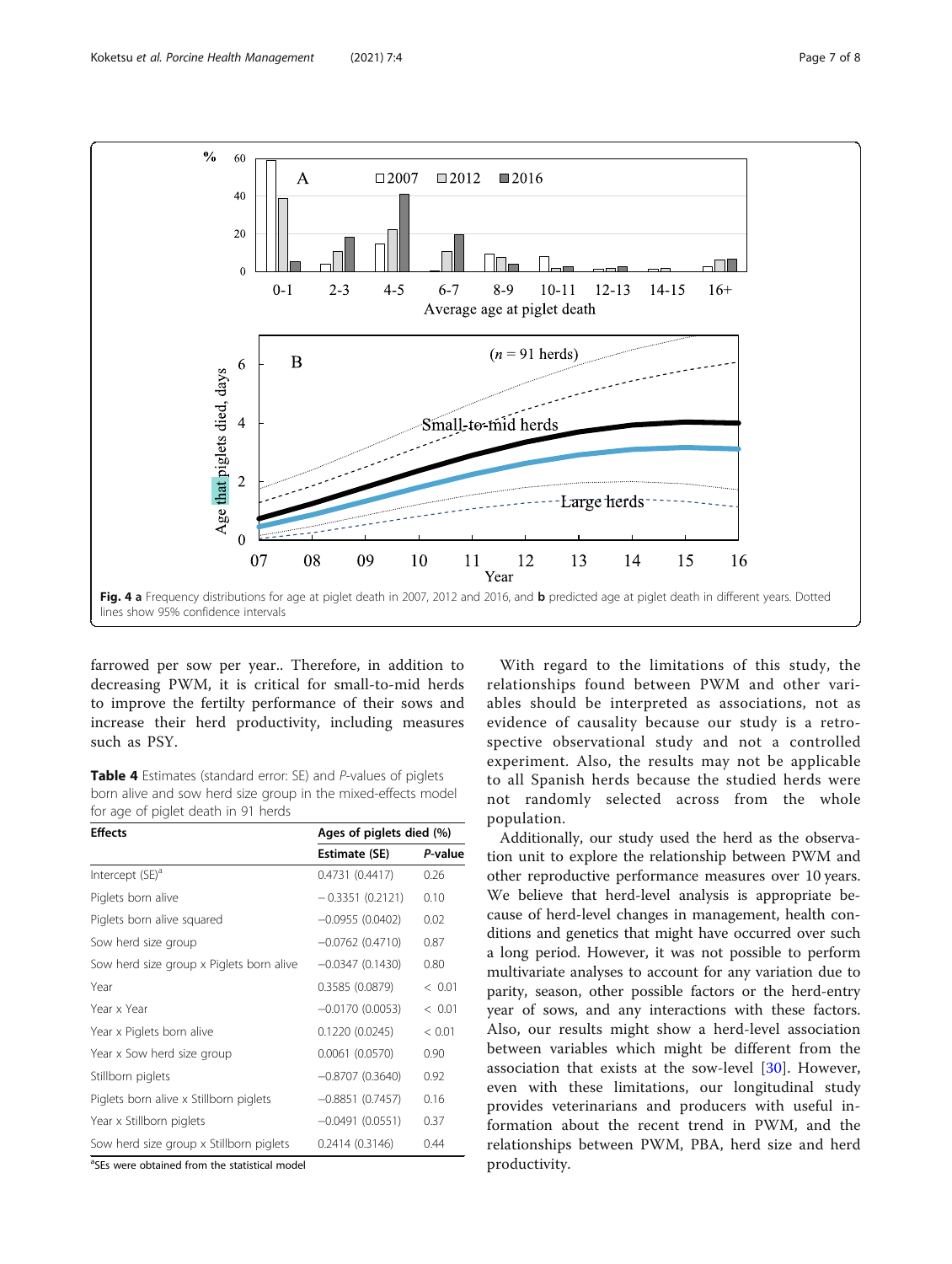Fig. 4 **a** Frequency distributions for age at piglet death in 2007, 2012 and 2016, and **b** predicted age at piglet death in different years. Dotted lines show 95% confidence intervals

farrowed per sow per year.. Therefore, in addition to decreasing PWM, it is critical for small-to-mid herds to improve the fertilty performance of their sows and increase their herd productivity, including measures such as PSY.

**Table 4** Estimates (standard error: SE) and *P*-values of piglets born alive and sow herd size group in the mixed-effects model for age of piglet death in 91 herds

| Effects | Ages of piglets died (%) | |
|---|---|---|
| | Estimate (SE) | *P*-value |
| Intercept (SE)[a] | 0.4731 (0.4417) | 0.26 |
| Piglets born alive | − 0.3351 (0.2121) | 0.10 |
| Piglets born alive squared | −0.0955 (0.0402) | 0.02 |
| Sow herd size group | −0.0762 (0.4710) | 0.87 |
| Sow herd size group x Piglets born alive | −0.0347 (0.1430) | 0.80 |
| Year | 0.3585 (0.0879) | < 0.01 |
| Year x Year | −0.0170 (0.0053) | < 0.01 |
| Year x Piglets born alive | 0.1220 (0.0245) | < 0.01 |
| Year x Sow herd size group | 0.0061 (0.0570) | 0.90 |
| Stillborn piglets | −0.8707 (0.3640) | 0.92 |
| Piglets born alive x Stillborn piglets | −0.8851 (0.7457) | 0.16 |
| Year x Stillborn piglets | −0.0491 (0.0551) | 0.37 |
| Sow herd size group x Stillborn piglets | 0.2414 (0.3146) | 0.44 |

[a]SEs were obtained from the statistical model

With regard to the limitations of this study, the relationships found between PWM and other variables should be interpreted as associations, not as evidence of causality because our study is a retrospective observational study and not a controlled experiment. Also, the results may not be applicable to all Spanish herds because the studied herds were not randomly selected across from the whole population.

Additionally, our study used the herd as the observation unit to explore the relationship between PWM and other reproductive performance measures over 10 years. We believe that herd-level analysis is appropriate because of herd-level changes in management, health conditions and genetics that might have occurred over such a long period. However, it was not possible to perform multivariate analyses to account for any variation due to parity, season, other possible factors or the herd-entry year of sows, and any interactions with these factors. Also, our results might show a herd-level association between variables which might be different from the association that exists at the sow-level [30]. However, even with these limitations, our longitudinal study provides veterinarians and producers with useful information about the recent trend in PWM, and the relationships between PWM, PBA, herd size and herd productivity.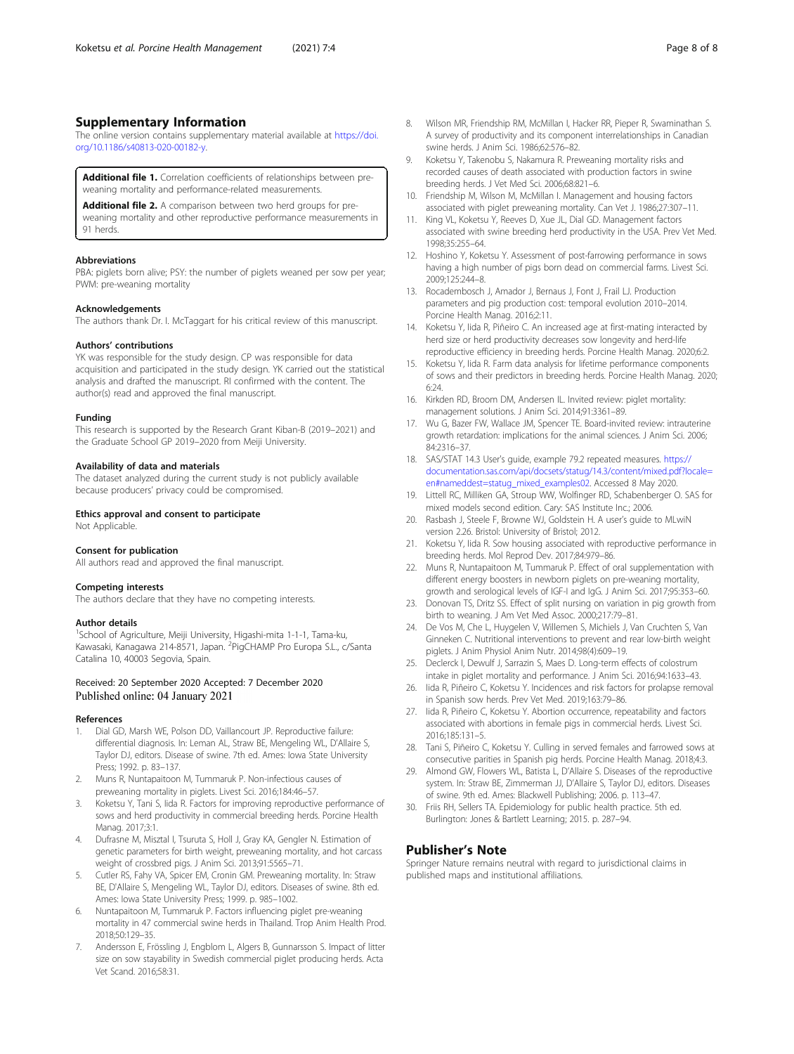## Supplementary Information

The online version contains supplementary material available at https://doi.org/10.1186/s40813-020-00182-y.

**Additional file 1.** Correlation coefficients of relationships between pre-weaning mortality and performance-related measurements.

**Additional file 2.** A comparison between two herd groups for pre-weaning mortality and other reproductive performance measurements in 91 herds.

### Abbreviations

PBA: piglets born alive; PSY: the number of piglets weaned per sow per year; PWM: pre-weaning mortality

### Acknowledgements

The authors thank Dr. I. McTaggart for his critical review of this manuscript.

### Authors' contributions

YK was responsible for the study design. CP was responsible for data acquisition and participated in the study design. YK carried out the statistical analysis and drafted the manuscript. RI confirmed with the content. The author(s) read and approved the final manuscript.

### Funding

This research is supported by the Research Grant Kiban-B (2019–2021) and the Graduate School GP 2019–2020 from Meiji University.

### Availability of data and materials

The dataset analyzed during the current study is not publicly available because producers' privacy could be compromised.

### Ethics approval and consent to participate

Not Applicable.

### Consent for publication

All authors read and approved the final manuscript.

### Competing interests

The authors declare that they have no competing interests.

### Author details

[1]School of Agriculture, Meiji University, Higashi-mita 1-1-1, Tama-ku, Kawasaki, Kanagawa 214-8571, Japan. [2]PigCHAMP Pro Europa S.L., c/Santa Catalina 10, 40003 Segovia, Spain.

Received: 20 September 2020 Accepted: 7 December 2020
Published online: 04 January 2021

### References

1. Dial GD, Marsh WE, Polson DD, Vaillancourt JP. Reproductive failure: differential diagnosis. In: Leman AL, Straw BE, Mengeling WL, D'Allaire S, Taylor DJ, editors. Disease of swine. 7th ed. Ames: Iowa State University Press; 1992. p. 83–137.
2. Muns R, Nuntapaitoon M, Tummaruk P. Non-infectious causes of preweaning mortality in piglets. Livest Sci. 2016;184:46–57.
3. Koketsu Y, Tani S, Iida R. Factors for improving reproductive performance of sows and herd productivity in commercial breeding herds. Porcine Health Manag. 2017;3:1.
4. Dufrasne M, Misztal I, Tsuruta S, Holl J, Gray KA, Gengler N. Estimation of genetic parameters for birth weight, preweaning mortality, and hot carcass weight of crossbred pigs. J Anim Sci. 2013;91:5565–71.
5. Cutler RS, Fahy VA, Spicer EM, Cronin GM. Preweaning mortality. In: Straw BE, D'Allaire S, Mengeling WL, Taylor DJ, editors. Diseases of swine. 8th ed. Ames: Iowa State University Press; 1999. p. 985–1002.
6. Nuntapaitoon M, Tummaruk P. Factors influencing piglet pre-weaning mortality in 47 commercial swine herds in Thailand. Trop Anim Health Prod. 2018;50:129–35.
7. Andersson E, Frössling J, Engblom L, Algers B, Gunnarsson S. Impact of litter size on sow stayability in Swedish commercial piglet producing herds. Acta Vet Scand. 2016;58:31.
8. Wilson MR, Friendship RM, McMillan I, Hacker RR, Pieper R, Swaminathan S. A survey of productivity and its component interrelationships in Canadian swine herds. J Anim Sci. 1986;62:576–82.
9. Koketsu Y, Takenobu S, Nakamura R. Preweaning mortality risks and recorded causes of death associated with production factors in swine breeding herds. J Vet Med Sci. 2006;68:821–6.
10. Friendship M, Wilson M, McMillan I. Management and housing factors associated with piglet preweaning mortality. Can Vet J. 1986;27:307–11.
11. King VL, Koketsu Y, Reeves D, Xue JL, Dial GD. Management factors associated with swine breeding herd productivity in the USA. Prev Vet Med. 1998;35:255–64.
12. Hoshino Y, Koketsu Y. Assessment of post-farrowing performance in sows having a high number of pigs born dead on commercial farms. Livest Sci. 2009;125:244–8.
13. Rocadembosch J, Amador J, Bernaus J, Font J, Frail LJ. Production parameters and pig production cost: temporal evolution 2010–2014. Porcine Health Manag. 2016;2:11.
14. Koketsu Y, Iida R, Piñeiro C. An increased age at first-mating interacted by herd size or herd productivity decreases sow longevity and herd-life reproductive efficiency in breeding herds. Porcine Health Manag. 2020;6:2.
15. Koketsu Y, Iida R. Farm data analysis for lifetime performance components of sows and their predictors in breeding herds. Porcine Health Manag. 2020; 6:24.
16. Kirkden RD, Broom DM, Andersen IL. Invited review: piglet mortality: management solutions. J Anim Sci. 2014;91:3361–89.
17. Wu G, Bazer FW, Wallace JM, Spencer TE. Board-invited review: intrauterine growth retardation: implications for the animal sciences. J Anim Sci. 2006; 84:2316–37.
18. SAS/STAT 14.3 User's guide, example 79.2 repeated measures. https://documentation.sas.com/api/docsets/statug/14.3/content/mixed.pdf?locale=en#nameddest=statug_mixed_examples02. Accessed 8 May 2020.
19. Littell RC, Milliken GA, Stroup WW, Wolfinger RD, Schabenberger O. SAS for mixed models second edition. Cary: SAS Institute Inc.; 2006.
20. Rasbash J, Steele F, Browne WJ, Goldstein H. A user's guide to MLwiN version 2.26. Bristol: University of Bristol; 2012.
21. Koketsu Y, Iida R. Sow housing associated with reproductive performance in breeding herds. Mol Reprod Dev. 2017;84:979–86.
22. Muns R, Nuntapaitoon M, Tummaruk P. Effect of oral supplementation with different energy boosters in newborn piglets on pre-weaning mortality, growth and serological levels of IGF-I and IgG. J Anim Sci. 2017;95:353–60.
23. Donovan TS, Dritz SS. Effect of split nursing on variation in pig growth from birth to weaning. J Am Vet Med Assoc. 2000;217:79–81.
24. De Vos M, Che L, Huygelen V, Willemen S, Michiels J, Van Cruchten S, Van Ginneken C. Nutritional interventions to prevent and rear low-birth weight piglets. J Anim Physiol Anim Nutr. 2014;98(4):609–19.
25. Declerck I, Dewulf J, Sarrazin S, Maes D. Long-term effects of colostrum intake in piglet mortality and performance. J Anim Sci. 2016;94:1633–43.
26. Iida R, Piñeiro C, Koketsu Y. Incidences and risk factors for prolapse removal in Spanish sow herds. Prev Vet Med. 2019;163:79–86.
27. Iida R, Piñeiro C, Koketsu Y. Abortion occurrence, repeatability and factors associated with abortions in female pigs in commercial herds. Livest Sci. 2016;185:131–5.
28. Tani S, Piñeiro C, Koketsu Y. Culling in served females and farrowed sows at consecutive parities in Spanish pig herds. Porcine Health Manag. 2018;4:3.
29. Almond GW, Flowers WL, Batista L, D'Allaire S. Diseases of the reproductive system. In: Straw BE, Zimmerman JJ, D'Allaire S, Taylor DJ, editors. Diseases of swine. 9th ed. Ames: Blackwell Publishing; 2006. p. 113–47.
30. Friis RH, Sellers TA. Epidemiology for public health practice. 5th ed. Burlington: Jones & Bartlett Learning; 2015. p. 287–94.

## Publisher's Note

Springer Nature remains neutral with regard to jurisdictional claims in published maps and institutional affiliations.